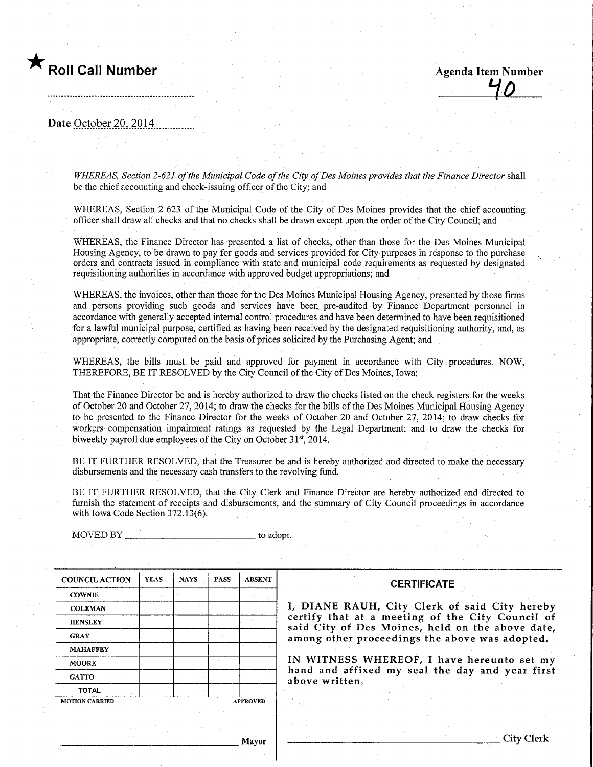★ **Roll Call Number**

**Agenda Item Number**
40

Date October 20, 2014

*WHEREAS, Section 2-621 of the Municipal Code of the City of Des Moines provides that the Finance Director* shall be the chief accounting and check-issuing officer of the City; and

WHEREAS, Section 2-623 of the Municipal Code of the City of Des Moines provides that the chief accounting officer shall draw all checks and that no checks shall be drawn except upon the order of the City Council; and

WHEREAS, the Finance Director has presented a list of checks, other than those for the Des Moines Municipal Housing Agency, to be drawn to pay for goods and services provided for City purposes in response to the purchase orders and contracts issued in compliance with state and municipal code requirements as requested by designated requisitioning authorities in accordance with approved budget appropriations; and

WHEREAS, the invoices, other than those for the Des Moines Municipal Housing Agency, presented by those firms and persons providing such goods and services have been pre-audited by Finance Department personnel in accordance with generally accepted internal control procedures and have been determined to have been requisitioned for a lawful municipal purpose, certified as having been received by the designated requisitioning authority, and, as appropriate, correctly computed on the basis of prices solicited by the Purchasing Agent; and

WHEREAS, the bills must be paid and approved for payment in accordance with City procedures. NOW, THEREFORE, BE IT RESOLVED by the City Council of the City of Des Moines, Iowa:

That the Finance Director be and is hereby authorized to draw the checks listed on the check registers for the weeks of October 20 and October 27, 2014; to draw the checks for the bills of the Des Moines Municipal Housing Agency to be presented to the Finance Director for the weeks of October 20 and October 27, 2014; to draw checks for workers compensation impairment ratings as requested by the Legal Department; and to draw the checks for biweekly payroll due employees of the City on October 31st, 2014.

BE IT FURTHER RESOLVED, that the Treasurer be and is hereby authorized and directed to make the necessary disbursements and the necessary cash transfers to the revolving fund.

BE IT FURTHER RESOLVED, that the City Clerk and Finance Director are hereby authorized and directed to furnish the statement of receipts and disbursements, and the summary of City Council proceedings in accordance with Iowa Code Section 372.13(6).

MOVED BY ________________________ to adopt.

| COUNCIL ACTION | YEAS | NAYS | PASS | ABSENT |
|---|---|---|---|---|
| COWNIE | | | | |
| COLEMAN | | | | |
| HENSLEY | | | | |
| GRAY | | | | |
| MAHAFFEY | | | | |
| MOORE | | | | |
| GATTO | | | | |
| TOTAL | | | | |

MOTION CARRIED APPROVED

________________________ Mayor

**CERTIFICATE**

I, DIANE RAUH, City Clerk of said City hereby certify that at a meeting of the City Council of said City of Des Moines, held on the above date, among other proceedings the above was adopted.

IN WITNESS WHEREOF, I have hereunto set my hand and affixed my seal the day and year first above written.

________________________ City Clerk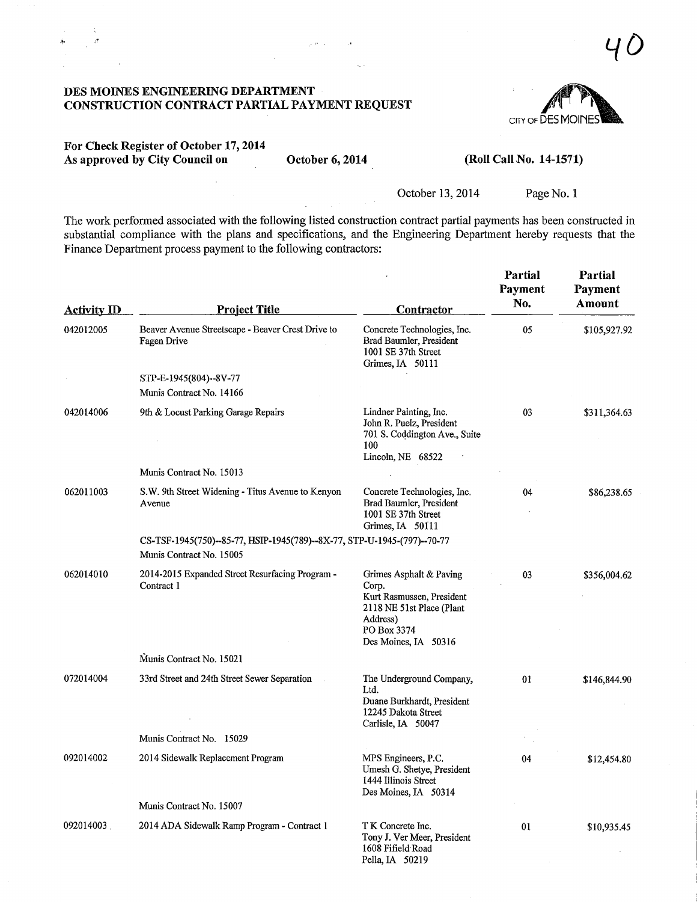# DES MOINES ENGINEERING DEPARTMENT
# CONSTRUCTION CONTRACT PARTIAL PAYMENT REQUEST

**For Check Register of October 17, 2014**
**As approved by City Council on October 6, 2014 (Roll Call No. 14-1571)**

October 13, 2014

The work performed associated with the following listed construction contract partial payments has been constructed in substantial compliance with the plans and specifications, and the Engineering Department hereby requests that the Finance Department process payment to the following contractors:

| Activity ID | Project Title | Contractor | Partial Payment No. | Partial Payment Amount |
|---|---|---|---|---|
| 042012005 | Beaver Avenue Streetscape - Beaver Crest Drive to Fagen Drive<br>STP-E-1945(804)--8V-77<br>Munis Contract No. 14166 | Concrete Technologies, Inc.<br>Brad Baumler, President<br>1001 SE 37th Street<br>Grimes, IA 50111 | 05 | $105,927.92 |
| 042014006 | 9th & Locust Parking Garage Repairs<br>Munis Contract No. 15013 | Lindner Painting, Inc.<br>John R. Puelz, President<br>701 S. Coddington Ave., Suite 100<br>Lincoln, NE 68522 | 03 | $311,364.63 |
| 062011003 | S.W. 9th Street Widening - Titus Avenue to Kenyon Avenue<br>CS-TSF-1945(750)--85-77, HSIP-1945(789)--8X-77, STP-U-1945-(797)--70-77<br>Munis Contract No. 15005 | Concrete Technologies, Inc.<br>Brad Baumler, President<br>1001 SE 37th Street<br>Grimes, IA 50111 | 04 | $86,238.65 |
| 062014010 | 2014-2015 Expanded Street Resurfacing Program - Contract 1<br>Munis Contract No. 15021 | Grimes Asphalt & Paving Corp.<br>Kurt Rasmussen, President<br>2118 NE 51st Place (Plant Address)<br>PO Box 3374<br>Des Moines, IA 50316 | 03 | $356,004.62 |
| 072014004 | 33rd Street and 24th Street Sewer Separation<br>Munis Contract No. 15029 | The Underground Company, Ltd.<br>Duane Burkhardt, President<br>12245 Dakota Street<br>Carlisle, IA 50047 | 01 | $146,844.90 |
| 092014002 | 2014 Sidewalk Replacement Program<br>Munis Contract No. 15007 | MPS Engineers, P.C.<br>Umesh G. Shetye, President<br>1444 Illinois Street<br>Des Moines, IA 50314 | 04 | $12,454.80 |
| 092014003 | 2014 ADA Sidewalk Ramp Program - Contract 1 | T K Concrete Inc.<br>Tony J. Ver Meer, President<br>1608 Fifield Road<br>Pella, IA 50219 | 01 | $10,935.45 |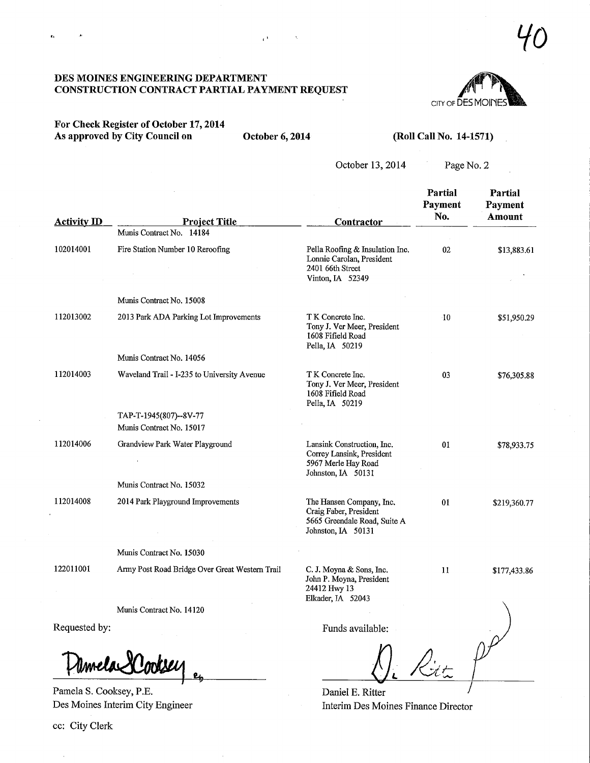40

**DES MOINES ENGINEERING DEPARTMENT**
**CONSTRUCTION CONTRACT PARTIAL PAYMENT REQUEST**

CITY OF DES MOINES

**For Check Register of October 17, 2014**
**As approved by City Council on October 6, 2014 (Roll Call No. 14-1571)**

October 13, 2014 Page No. 2

| Activity ID | Project Title | Contractor | Partial Payment No. | Partial Payment Amount |
|---|---|---|---|---|
| | Munis Contract No. 14184 | | | |
| 102014001 | Fire Station Number 10 Reroofing | Pella Roofing & Insulation Inc.<br>Lonnie Carolan, President<br>2401 66th Street<br>Vinton, IA 52349 | 02 | $13,883.61 |
| | Munis Contract No. 15008 | | | |
| 112013002 | 2013 Park ADA Parking Lot Improvements | T K Concrete Inc.<br>Tony J. Ver Meer, President<br>1608 Fifield Road<br>Pella, IA 50219 | 10 | $51,950.29 |
| | Munis Contract No. 14056 | | | |
| 112014003 | Waveland Trail - I-235 to University Avenue | T K Concrete Inc.<br>Tony J. Ver Meer, President<br>1608 Fifield Road<br>Pella, IA 50219 | 03 | $76,305.88 |
| | TAP-T-1945(807)--8V-77<br>Munis Contract No. 15017 | | | |
| 112014006 | Grandview Park Water Playground | Lansink Construction, Inc.<br>Correy Lansink, President<br>5967 Merle Hay Road<br>Johnston, IA 50131 | 01 | $78,933.75 |
| | Munis Contract No. 15032 | | | |
| 112014008 | 2014 Park Playground Improvements | The Hansen Company, Inc.<br>Craig Faber, President<br>5665 Greendale Road, Suite A<br>Johnston, IA 50131 | 01 | $219,360.77 |
| | Munis Contract No. 15030 | | | |
| 122011001 | Army Post Road Bridge Over Great Western Trail | C. J. Moyna & Sons, Inc.<br>John P. Moyna, President<br>24412 Hwy 13<br>Elkader, IA 52043 | 11 | $177,433.86 |
| | Munis Contract No. 14120 | | | |

Requested by:

Pamela S. Cooksey, P.E.
Des Moines Interim City Engineer

Funds available:

Daniel E. Ritter
Interim Des Moines Finance Director

cc: City Clerk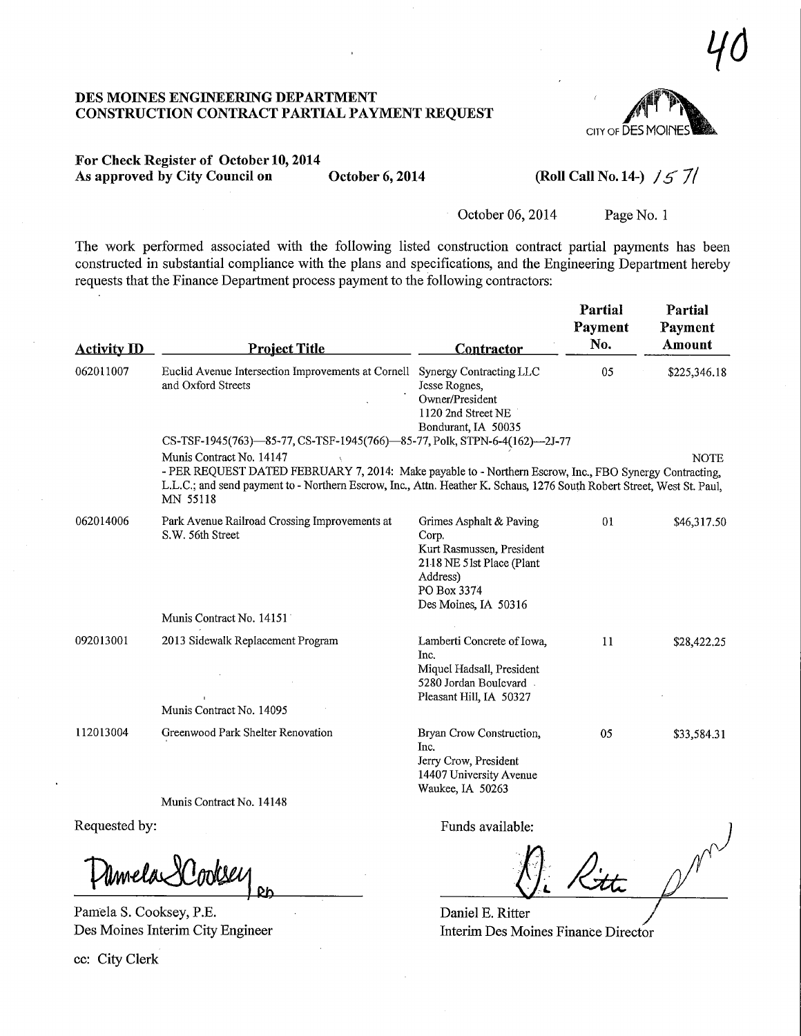40

**DES MOINES ENGINEERING DEPARTMENT**
**CONSTRUCTION CONTRACT PARTIAL PAYMENT REQUEST**

CITY OF DES MOINES

**For Check Register of October 10, 2014**
**As approved by City Council on October 6, 2014**

**(Roll Call No. 14-) 1571**

October 06, 2014 Page No. 1

The work performed associated with the following listed construction contract partial payments has been constructed in substantial compliance with the plans and specifications, and the Engineering Department hereby requests that the Finance Department process payment to the following contractors:

| Activity ID | Project Title | Contractor | Partial Payment No. | Partial Payment Amount |
|---|---|---|---|---|
| 062011007 | Euclid Avenue Intersection Improvements at Cornell and Oxford Streets | Synergy Contracting LLC<br>Jesse Rognes, Owner/President<br>1120 2nd Street NE<br>Bondurant, IA 50035 | 05 | $225,346.18 |
| | CS-TSF-1945(763)—85-77, CS-TSF-1945(766)—85-77, Polk, STPN-6-4(162)—2J-77<br>Munis Contract No. 14147<br>- PER REQUEST DATED FEBRUARY 7, 2014: Make payable to - Northern Escrow, Inc., FBO Synergy Contracting, L.L.C.; and send payment to - Northern Escrow, Inc., Attn. Heather K. Schaus, 1276 South Robert Street, West St. Paul, MN 55118 | | | NOTE |
| 062014006 | Park Avenue Railroad Crossing Improvements at S.W. 56th Street<br>Munis Contract No. 14151 | Grimes Asphalt & Paving Corp.<br>Kurt Rasmussen, President<br>2118 NE 51st Place (Plant Address)<br>PO Box 3374<br>Des Moines, IA 50316 | 01 | $46,317.50 |
| 092013001 | 2013 Sidewalk Replacement Program<br>Munis Contract No. 14095 | Lamberti Concrete of Iowa, Inc.<br>Miquel Hadsall, President<br>5280 Jordan Boulevard<br>Pleasant Hill, IA 50327 | 11 | $28,422.25 |
| 112013004 | Greenwood Park Shelter Renovation<br>Munis Contract No. 14148 | Bryan Crow Construction, Inc.<br>Jerry Crow, President<br>14407 University Avenue<br>Waukee, IA 50263 | 05 | $33,584.31 |

Requested by:

Pamela S. Cooksey, P.E.
Des Moines Interim City Engineer

Funds available:

Daniel E. Ritter
Interim Des Moines Finance Director

cc: City Clerk